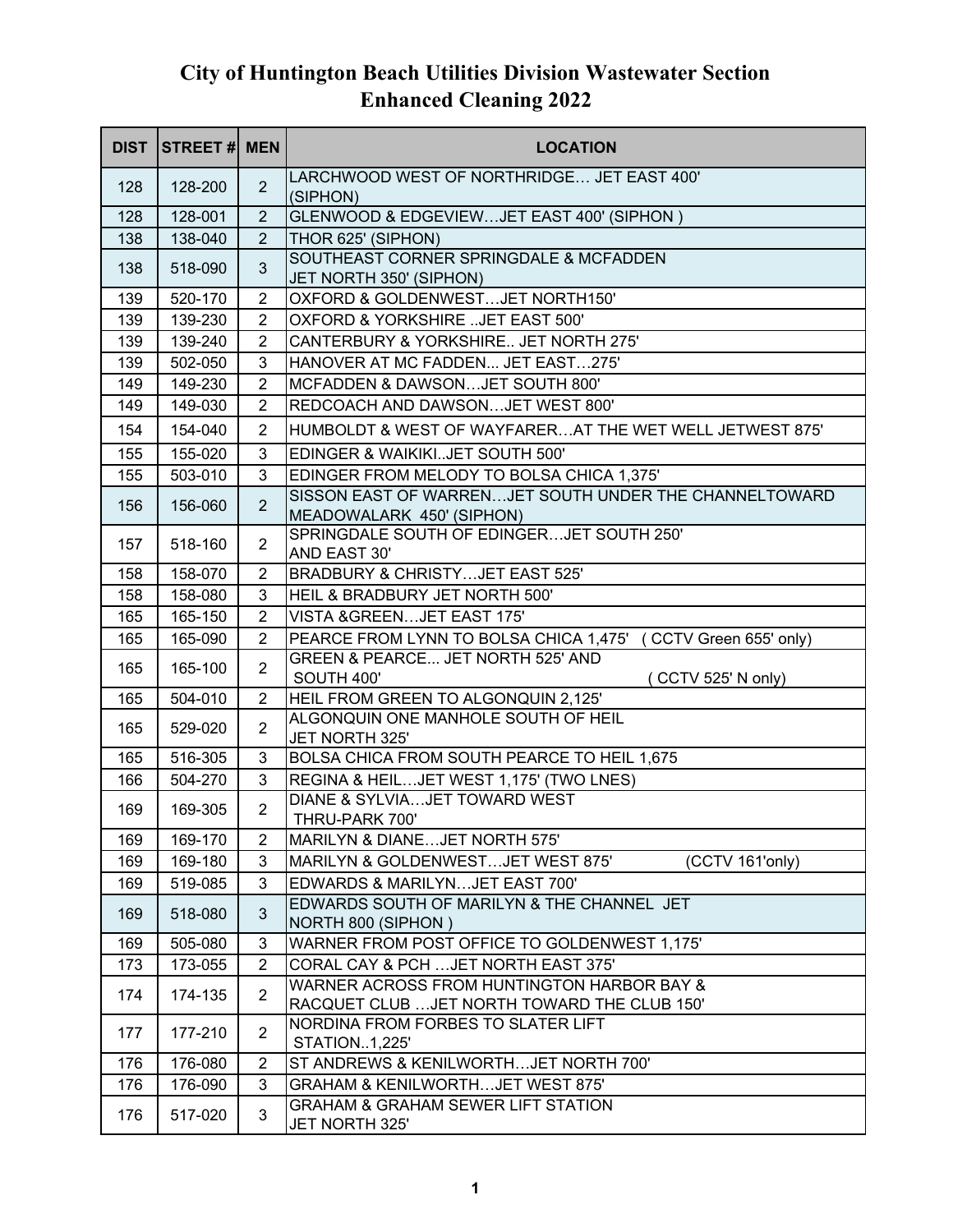# City of Huntington Beach Utilities Division Wastewater Section
## Enhanced Cleaning 2022

| DIST | STREET # | MEN | LOCATION |
|---|---|---|---|
| 128 | 128-200 | 2 | LARCHWOOD WEST OF NORTHRIDGE… JET EAST 400' (SIPHON) |
| 128 | 128-001 | 2 | GLENWOOD & EDGEVIEW…JET EAST 400' (SIPHON ) |
| 138 | 138-040 | 2 | THOR 625' (SIPHON) |
| 138 | 518-090 | 3 | SOUTHEAST CORNER SPRINGDALE & MCFADDEN JET NORTH 350' (SIPHON) |
| 139 | 520-170 | 2 | OXFORD & GOLDENWEST…JET NORTH150' |
| 139 | 139-230 | 2 | OXFORD & YORKSHIRE ..JET EAST 500' |
| 139 | 139-240 | 2 | CANTERBURY & YORKSHIRE.. JET NORTH 275' |
| 139 | 502-050 | 3 | HANOVER AT MC FADDEN... JET EAST…275' |
| 149 | 149-230 | 2 | MCFADDEN & DAWSON…JET SOUTH 800' |
| 149 | 149-030 | 2 | REDCOACH AND DAWSON…JET WEST 800' |
| 154 | 154-040 | 2 | HUMBOLDT & WEST OF WAYFARER…AT THE WET WELL JETWEST 875' |
| 155 | 155-020 | 3 | EDINGER & WAIKIKI..JET SOUTH 500' |
| 155 | 503-010 | 3 | EDINGER FROM MELODY TO BOLSA CHICA 1,375' |
| 156 | 156-060 | 2 | SISSON EAST OF WARREN…JET SOUTH UNDER THE CHANNELTOWARD MEADOWALARK 450' (SIPHON) |
| 157 | 518-160 | 2 | SPRINGDALE SOUTH OF EDINGER…JET SOUTH 250' AND EAST 30' |
| 158 | 158-070 | 2 | BRADBURY & CHRISTY…JET EAST 525' |
| 158 | 158-080 | 3 | HEIL & BRADBURY JET NORTH 500' |
| 165 | 165-150 | 2 | VISTA &GREEN…JET EAST 175' |
| 165 | 165-090 | 2 | PEARCE FROM LYNN TO BOLSA CHICA 1,475' ( CCTV Green 655' only) |
| 165 | 165-100 | 2 | GREEN & PEARCE... JET NORTH 525' AND SOUTH 400' ( CCTV 525' N only) |
| 165 | 504-010 | 2 | HEIL FROM GREEN TO ALGONQUIN 2,125' |
| 165 | 529-020 | 2 | ALGONQUIN ONE MANHOLE SOUTH OF HEIL JET NORTH 325' |
| 165 | 516-305 | 3 | BOLSA CHICA FROM SOUTH PEARCE TO HEIL 1,675 |
| 166 | 504-270 | 3 | REGINA & HEIL…JET WEST 1,175' (TWO LNES) |
| 169 | 169-305 | 2 | DIANE & SYLVIA…JET TOWARD WEST THRU-PARK 700' |
| 169 | 169-170 | 2 | MARILYN & DIANE…JET NORTH 575' |
| 169 | 169-180 | 3 | MARILYN & GOLDENWEST…JET WEST 875' (CCTV 161'only) |
| 169 | 519-085 | 3 | EDWARDS & MARILYN…JET EAST 700' |
| 169 | 518-080 | 3 | EDWARDS SOUTH OF MARILYN & THE CHANNEL JET NORTH 800 (SIPHON ) |
| 169 | 505-080 | 3 | WARNER FROM POST OFFICE TO GOLDENWEST 1,175' |
| 173 | 173-055 | 2 | CORAL CAY & PCH …JET NORTH EAST 375' |
| 174 | 174-135 | 2 | WARNER ACROSS FROM HUNTINGTON HARBOR BAY & RACQUET CLUB …JET NORTH TOWARD THE CLUB 150' |
| 177 | 177-210 | 2 | NORDINA FROM FORBES TO SLATER LIFT STATION..1,225' |
| 176 | 176-080 | 2 | ST ANDREWS & KENILWORTH…JET NORTH 700' |
| 176 | 176-090 | 3 | GRAHAM & KENILWORTH…JET WEST 875' |
| 176 | 517-020 | 3 | GRAHAM & GRAHAM SEWER LIFT STATION JET NORTH 325' |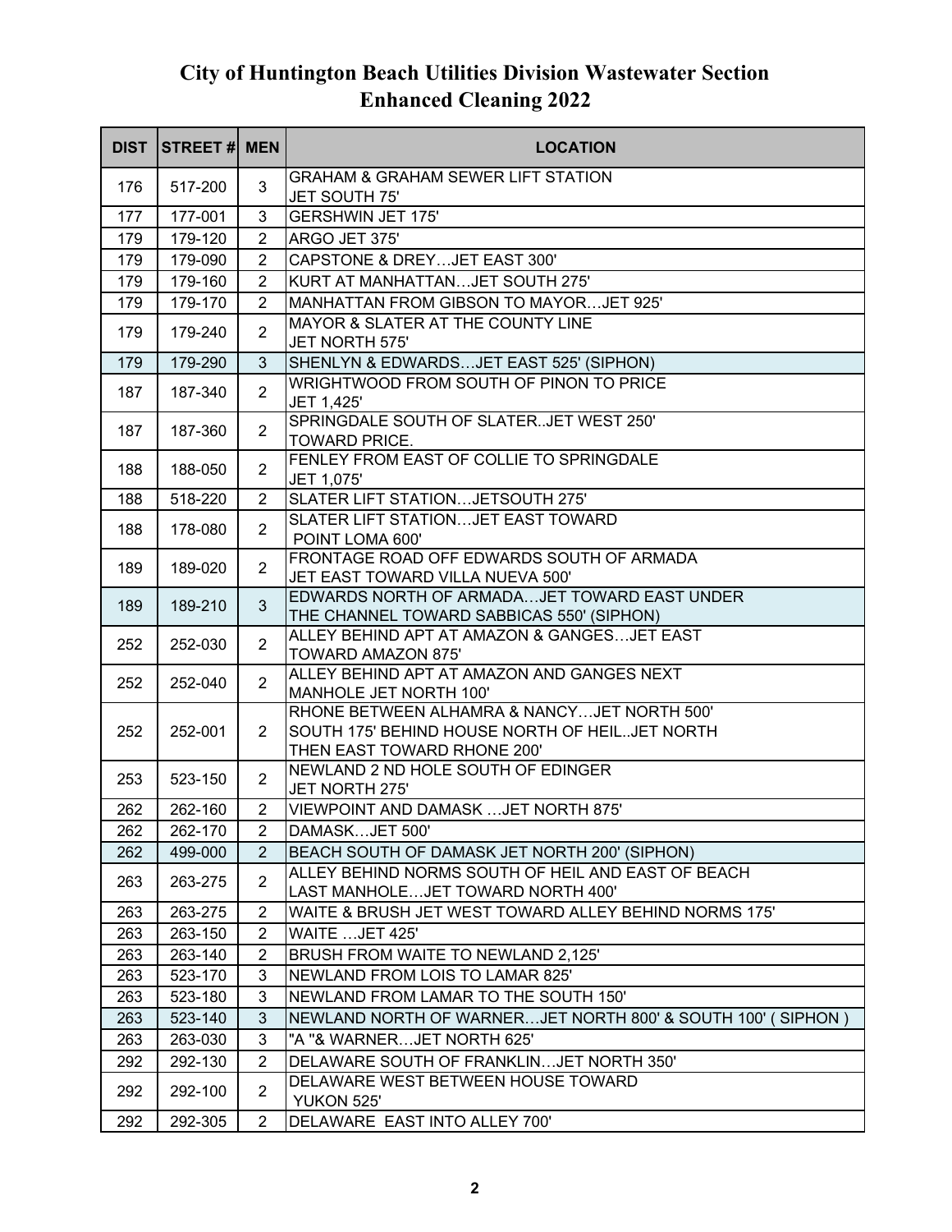# City of Huntington Beach Utilities Division Wastewater Section
# Enhanced Cleaning 2022

| DIST | STREET # | MEN | LOCATION |
|---|---|---|---|
| 176 | 517-200 | 3 | GRAHAM & GRAHAM SEWER LIFT STATION JET SOUTH 75' |
| 177 | 177-001 | 3 | GERSHWIN JET 175' |
| 179 | 179-120 | 2 | ARGO JET 375' |
| 179 | 179-090 | 2 | CAPSTONE & DREY…JET EAST 300' |
| 179 | 179-160 | 2 | KURT AT MANHATTAN…JET SOUTH 275' |
| 179 | 179-170 | 2 | MANHATTAN FROM GIBSON TO MAYOR…JET 925' |
| 179 | 179-240 | 2 | MAYOR & SLATER AT THE COUNTY LINE JET NORTH 575' |
| 179 | 179-290 | 3 | SHENLYN & EDWARDS…JET EAST 525' (SIPHON) |
| 187 | 187-340 | 2 | WRIGHTWOOD FROM SOUTH OF PINON TO PRICE JET 1,425' |
| 187 | 187-360 | 2 | SPRINGDALE SOUTH OF SLATER..JET WEST 250' TOWARD PRICE. |
| 188 | 188-050 | 2 | FENLEY FROM EAST OF COLLIE TO SPRINGDALE JET 1,075' |
| 188 | 518-220 | 2 | SLATER LIFT STATION…JETSOUTH 275' |
| 188 | 178-080 | 2 | SLATER LIFT STATION…JET EAST TOWARD POINT LOMA 600' |
| 189 | 189-020 | 2 | FRONTAGE ROAD OFF EDWARDS SOUTH OF ARMADA JET EAST TOWARD VILLA NUEVA 500' |
| 189 | 189-210 | 3 | EDWARDS NORTH OF ARMADA…JET TOWARD EAST UNDER THE CHANNEL TOWARD SABBICAS 550' (SIPHON) |
| 252 | 252-030 | 2 | ALLEY BEHIND APT AT AMAZON & GANGES…JET EAST TOWARD AMAZON 875' |
| 252 | 252-040 | 2 | ALLEY BEHIND APT AT AMAZON AND GANGES NEXT MANHOLE JET NORTH 100' |
| 252 | 252-001 | 2 | RHONE BETWEEN ALHAMRA & NANCY…JET NORTH 500' SOUTH 175' BEHIND HOUSE NORTH OF HEIL..JET NORTH THEN EAST TOWARD RHONE 200' |
| 253 | 523-150 | 2 | NEWLAND 2 ND HOLE SOUTH OF EDINGER JET NORTH 275' |
| 262 | 262-160 | 2 | VIEWPOINT AND DAMASK …JET NORTH 875' |
| 262 | 262-170 | 2 | DAMASK…JET 500' |
| 262 | 499-000 | 2 | BEACH SOUTH OF DAMASK JET NORTH 200' (SIPHON) |
| 263 | 263-275 | 2 | ALLEY BEHIND NORMS SOUTH OF HEIL AND EAST OF BEACH LAST MANHOLE…JET TOWARD NORTH 400' |
| 263 | 263-275 | 2 | WAITE & BRUSH JET WEST TOWARD ALLEY BEHIND NORMS 175' |
| 263 | 263-150 | 2 | WAITE …JET 425' |
| 263 | 263-140 | 2 | BRUSH FROM WAITE TO NEWLAND 2,125' |
| 263 | 523-170 | 3 | NEWLAND FROM LOIS TO LAMAR 825' |
| 263 | 523-180 | 3 | NEWLAND FROM LAMAR TO THE SOUTH 150' |
| 263 | 523-140 | 3 | NEWLAND NORTH OF WARNER…JET NORTH 800' & SOUTH 100' ( SIPHON ) |
| 263 | 263-030 | 3 | "A "& WARNER…JET NORTH 625' |
| 292 | 292-130 | 2 | DELAWARE SOUTH OF FRANKLIN…JET NORTH 350' |
| 292 | 292-100 | 2 | DELAWARE WEST BETWEEN HOUSE TOWARD YUKON 525' |
| 292 | 292-305 | 2 | DELAWARE EAST INTO ALLEY 700' |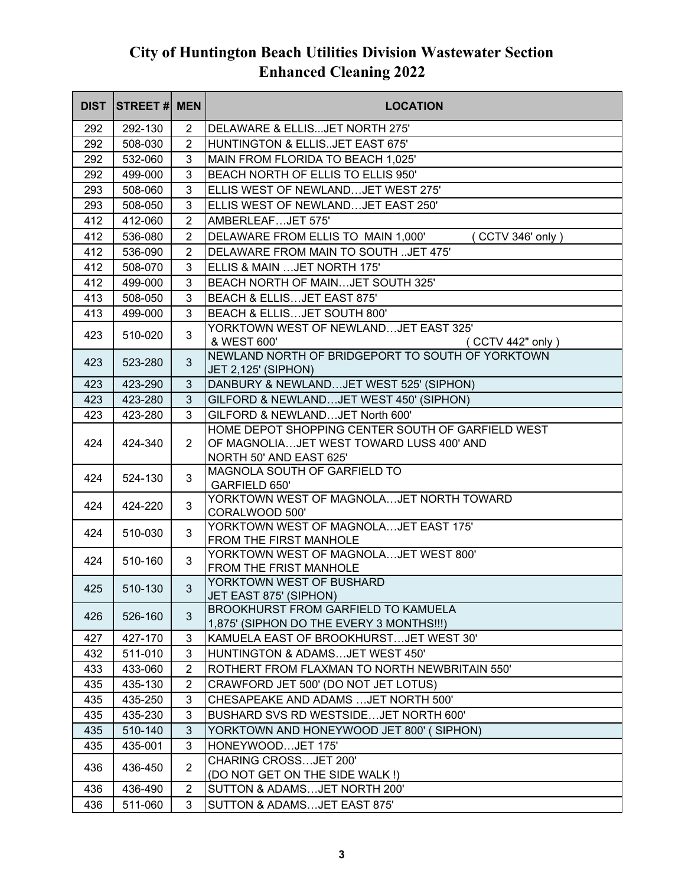# City of Huntington Beach Utilities Division Wastewater Section
## Enhanced Cleaning 2022

| DIST | STREET # | MEN | LOCATION |
|---|---|---|---|
| 292 | 292-130 | 2 | DELAWARE & ELLIS...JET NORTH 275' |
| 292 | 508-030 | 2 | HUNTINGTON & ELLIS..JET EAST 675' |
| 292 | 532-060 | 3 | MAIN FROM FLORIDA TO BEACH 1,025' |
| 292 | 499-000 | 3 | BEACH NORTH OF ELLIS TO ELLIS 950' |
| 293 | 508-060 | 3 | ELLIS WEST OF NEWLAND…JET WEST 275' |
| 293 | 508-050 | 3 | ELLIS WEST OF NEWLAND…JET EAST 250' |
| 412 | 412-060 | 2 | AMBERLEAF…JET 575' |
| 412 | 536-080 | 2 | DELAWARE FROM ELLIS TO MAIN 1,000' ( CCTV 346' only ) |
| 412 | 536-090 | 2 | DELAWARE FROM MAIN TO SOUTH ..JET 475' |
| 412 | 508-070 | 3 | ELLIS & MAIN …JET NORTH 175' |
| 412 | 499-000 | 3 | BEACH NORTH OF MAIN…JET SOUTH 325' |
| 413 | 508-050 | 3 | BEACH & ELLIS…JET EAST 875' |
| 413 | 499-000 | 3 | BEACH & ELLIS…JET SOUTH 800' |
| 423 | 510-020 | 3 | YORKTOWN WEST OF NEWLAND…JET EAST 325' & WEST 600' ( CCTV 442" only ) |
| 423 | 523-280 | 3 | NEWLAND NORTH OF BRIDGEPORT TO SOUTH OF YORKTOWN JET 2,125' (SIPHON) |
| 423 | 423-290 | 3 | DANBURY & NEWLAND…JET WEST 525' (SIPHON) |
| 423 | 423-280 | 3 | GILFORD & NEWLAND…JET WEST 450' (SIPHON) |
| 423 | 423-280 | 3 | GILFORD & NEWLAND…JET North 600' |
| 424 | 424-340 | 2 | HOME DEPOT SHOPPING CENTER SOUTH OF GARFIELD WEST OF MAGNOLIA…JET WEST TOWARD LUSS 400' AND NORTH 50' AND EAST 625' |
| 424 | 524-130 | 3 | MAGNOLA SOUTH OF GARFIELD TO GARFIELD 650' |
| 424 | 424-220 | 3 | YORKTOWN WEST OF MAGNOLA…JET NORTH TOWARD CORALWOOD 500' |
| 424 | 510-030 | 3 | YORKTOWN WEST OF MAGNOLA…JET EAST 175' FROM THE FIRST MANHOLE |
| 424 | 510-160 | 3 | YORKTOWN WEST OF MAGNOLA…JET WEST 800' FROM THE FRIST MANHOLE |
| 425 | 510-130 | 3 | YORKTOWN WEST OF BUSHARD JET EAST 875' (SIPHON) |
| 426 | 526-160 | 3 | BROOKHURST FROM GARFIELD TO KAMUELA 1,875' (SIPHON DO THE EVERY 3 MONTHS!!!) |
| 427 | 427-170 | 3 | KAMUELA EAST OF BROOKHURST…JET WEST 30' |
| 432 | 511-010 | 3 | HUNTINGTON & ADAMS…JET WEST 450' |
| 433 | 433-060 | 2 | ROTHERT FROM FLAXMAN TO NORTH NEWBRITAIN 550' |
| 435 | 435-130 | 2 | CRAWFORD JET 500' (DO NOT JET LOTUS) |
| 435 | 435-250 | 3 | CHESAPEAKE AND ADAMS …JET NORTH 500' |
| 435 | 435-230 | 3 | BUSHARD SVS RD WESTSIDE…JET NORTH 600' |
| 435 | 510-140 | 3 | YORKTOWN AND HONEYWOOD JET 800' ( SIPHON) |
| 435 | 435-001 | 3 | HONEYWOOD…JET 175' |
| 436 | 436-450 | 2 | CHARING CROSS…JET 200' (DO NOT GET ON THE SIDE WALK !) |
| 436 | 436-490 | 2 | SUTTON & ADAMS…JET NORTH 200' |
| 436 | 511-060 | 3 | SUTTON & ADAMS…JET EAST 875' |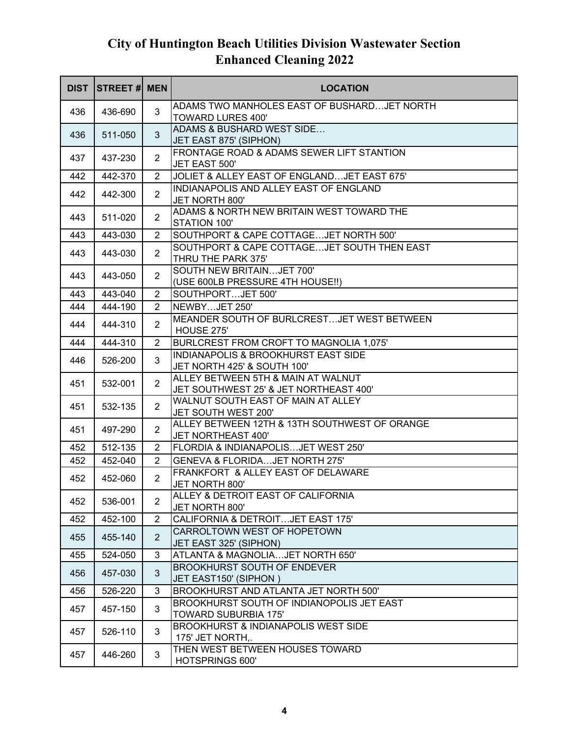# City of Huntington Beach Utilities Division Wastewater Section
# Enhanced Cleaning 2022

| DIST | STREET # | MEN | LOCATION |
|---|---|---|---|
| 436 | 436-690 | 3 | ADAMS TWO MANHOLES EAST OF BUSHARD…JET NORTH TOWARD LURES 400' |
| 436 | 511-050 | 3 | ADAMS & BUSHARD WEST SIDE… JET EAST 875' (SIPHON) |
| 437 | 437-230 | 2 | FRONTAGE ROAD & ADAMS SEWER LIFT STANTION JET EAST 500' |
| 442 | 442-370 | 2 | JOLIET & ALLEY EAST OF ENGLAND…JET EAST 675' |
| 442 | 442-300 | 2 | INDIANAPOLIS AND ALLEY EAST OF ENGLAND JET NORTH 800' |
| 443 | 511-020 | 2 | ADAMS & NORTH NEW BRITAIN WEST TOWARD THE STATION 100' |
| 443 | 443-030 | 2 | SOUTHPORT & CAPE COTTAGE…JET NORTH 500' |
| 443 | 443-030 | 2 | SOUTHPORT & CAPE COTTAGE…JET SOUTH THEN EAST THRU THE PARK 375' |
| 443 | 443-050 | 2 | SOUTH NEW BRITAIN…JET 700' (USE 600LB PRESSURE 4TH HOUSE!!) |
| 443 | 443-040 | 2 | SOUTHPORT…JET 500' |
| 444 | 444-190 | 2 | NEWBY…JET 250' |
| 444 | 444-310 | 2 | MEANDER SOUTH OF BURLCREST…JET WEST BETWEEN HOUSE 275' |
| 444 | 444-310 | 2 | BURLCREST FROM CROFT TO MAGNOLIA 1,075' |
| 446 | 526-200 | 3 | INDIANAPOLIS & BROOKHURST EAST SIDE JET NORTH 425' & SOUTH 100' |
| 451 | 532-001 | 2 | ALLEY BETWEEN 5TH & MAIN AT WALNUT JET SOUTHWEST 25' & JET NORTHEAST 400' |
| 451 | 532-135 | 2 | WALNUT SOUTH EAST OF MAIN AT ALLEY JET SOUTH WEST 200' |
| 451 | 497-290 | 2 | ALLEY BETWEEN 12TH & 13TH SOUTHWEST OF ORANGE JET NORTHEAST 400' |
| 452 | 512-135 | 2 | FLORDIA & INDIANAPOLIS…JET WEST 250' |
| 452 | 452-040 | 2 | GENEVA & FLORIDA…JET NORTH 275' |
| 452 | 452-060 | 2 | FRANKFORT & ALLEY EAST OF DELAWARE JET NORTH 800' |
| 452 | 536-001 | 2 | ALLEY & DETROIT EAST OF CALIFORNIA JET NORTH 800' |
| 452 | 452-100 | 2 | CALIFORNIA & DETROIT…JET EAST 175' |
| 455 | 455-140 | 2 | CARROLTOWN WEST OF HOPETOWN JET EAST 325' (SIPHON) |
| 455 | 524-050 | 3 | ATLANTA & MAGNOLIA…JET NORTH 650' |
| 456 | 457-030 | 3 | BROOKHURST SOUTH OF ENDEVER JET EAST150' (SIPHON ) |
| 456 | 526-220 | 3 | BROOKHURST AND ATLANTA JET NORTH 500' |
| 457 | 457-150 | 3 | BROOKHURST SOUTH OF INDIANOPOLIS JET EAST TOWARD SUBURBIA 175' |
| 457 | 526-110 | 3 | BROOKHURST & INDIANAPOLIS WEST SIDE 175' JET NORTH,. |
| 457 | 446-260 | 3 | THEN WEST BETWEEN HOUSES TOWARD HOTSPRINGS 600' |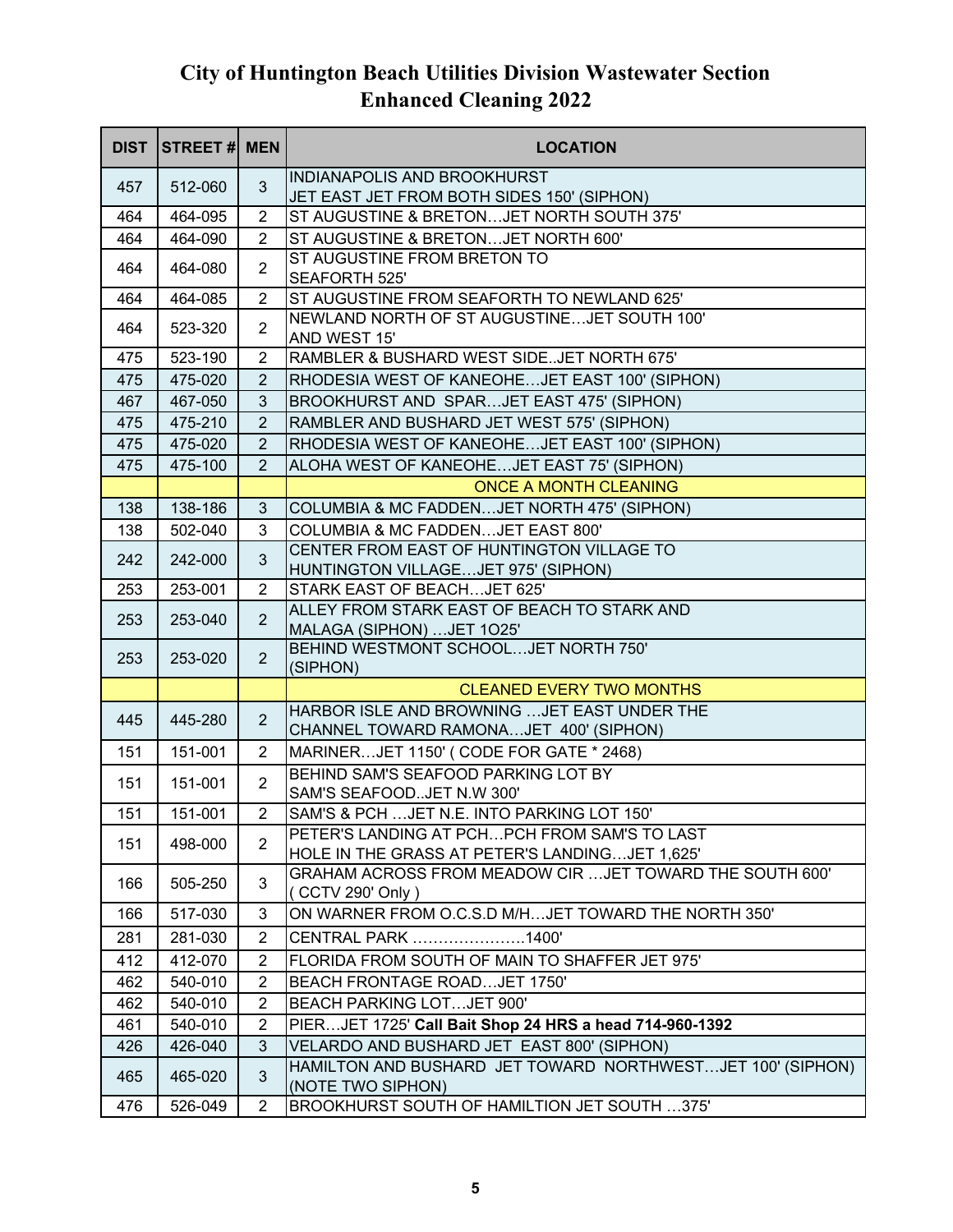# City of Huntington Beach Utilities Division Wastewater Section
## Enhanced Cleaning 2022

| DIST | STREET # | MEN | LOCATION |
|---|---|---|---|
| 457 | 512-060 | 3 | INDIANAPOLIS AND BROOKHURST JET EAST JET FROM BOTH SIDES 150' (SIPHON) |
| 464 | 464-095 | 2 | ST AUGUSTINE & BRETON…JET NORTH SOUTH 375' |
| 464 | 464-090 | 2 | ST AUGUSTINE & BRETON…JET NORTH 600' |
| 464 | 464-080 | 2 | ST AUGUSTINE FROM BRETON TO SEAFORTH 525' |
| 464 | 464-085 | 2 | ST AUGUSTINE FROM SEAFORTH TO NEWLAND 625' |
| 464 | 523-320 | 2 | NEWLAND NORTH OF ST AUGUSTINE…JET SOUTH 100' AND WEST 15' |
| 475 | 523-190 | 2 | RAMBLER & BUSHARD WEST SIDE..JET NORTH 675' |
| 475 | 475-020 | 2 | RHODESIA WEST OF KANEOHE…JET EAST 100' (SIPHON) |
| 467 | 467-050 | 3 | BROOKHURST AND SPAR…JET EAST 475' (SIPHON) |
| 475 | 475-210 | 2 | RAMBLER AND BUSHARD JET WEST 575' (SIPHON) |
| 475 | 475-020 | 2 | RHODESIA WEST OF KANEOHE…JET EAST 100' (SIPHON) |
| 475 | 475-100 | 2 | ALOHA WEST OF KANEOHE…JET EAST 75' (SIPHON) |
| | | | ONCE A MONTH CLEANING |
| 138 | 138-186 | 3 | COLUMBIA & MC FADDEN…JET NORTH 475' (SIPHON) |
| 138 | 502-040 | 3 | COLUMBIA & MC FADDEN…JET EAST 800' |
| 242 | 242-000 | 3 | CENTER FROM EAST OF HUNTINGTON VILLAGE TO HUNTINGTON VILLAGE…JET 975' (SIPHON) |
| 253 | 253-001 | 2 | STARK EAST OF BEACH…JET 625' |
| 253 | 253-040 | 2 | ALLEY FROM STARK EAST OF BEACH TO STARK AND MALAGA (SIPHON) …JET 1O25' |
| 253 | 253-020 | 2 | BEHIND WESTMONT SCHOOL…JET NORTH 750' (SIPHON) |
| | | | CLEANED EVERY TWO MONTHS |
| 445 | 445-280 | 2 | HARBOR ISLE AND BROWNING …JET EAST UNDER THE CHANNEL TOWARD RAMONA…JET 400' (SIPHON) |
| 151 | 151-001 | 2 | MARINER…JET 1150' ( CODE FOR GATE * 2468) |
| 151 | 151-001 | 2 | BEHIND SAM'S SEAFOOD PARKING LOT BY SAM'S SEAFOOD..JET N.W 300' |
| 151 | 151-001 | 2 | SAM'S & PCH …JET N.E. INTO PARKING LOT 150' |
| 151 | 498-000 | 2 | PETER'S LANDING AT PCH…PCH FROM SAM'S TO LAST HOLE IN THE GRASS AT PETER'S LANDING…JET 1,625' |
| 166 | 505-250 | 3 | GRAHAM ACROSS FROM MEADOW CIR …JET TOWARD THE SOUTH 600' ( CCTV 290' Only ) |
| 166 | 517-030 | 3 | ON WARNER FROM O.C.S.D M/H…JET TOWARD THE NORTH 350' |
| 281 | 281-030 | 2 | CENTRAL PARK ………………….1400' |
| 412 | 412-070 | 2 | FLORIDA FROM SOUTH OF MAIN TO SHAFFER JET 975' |
| 462 | 540-010 | 2 | BEACH FRONTAGE ROAD…JET 1750' |
| 462 | 540-010 | 2 | BEACH PARKING LOT…JET 900' |
| 461 | 540-010 | 2 | PIER…JET 1725' **Call Bait Shop 24 HRS a head 714-960-1392** |
| 426 | 426-040 | 3 | VELARDO AND BUSHARD JET EAST 800' (SIPHON) |
| 465 | 465-020 | 3 | HAMILTON AND BUSHARD JET TOWARD NORTHWEST…JET 100' (SIPHON) (NOTE TWO SIPHON) |
| 476 | 526-049 | 2 | BROOKHURST SOUTH OF HAMILTION JET SOUTH …375' |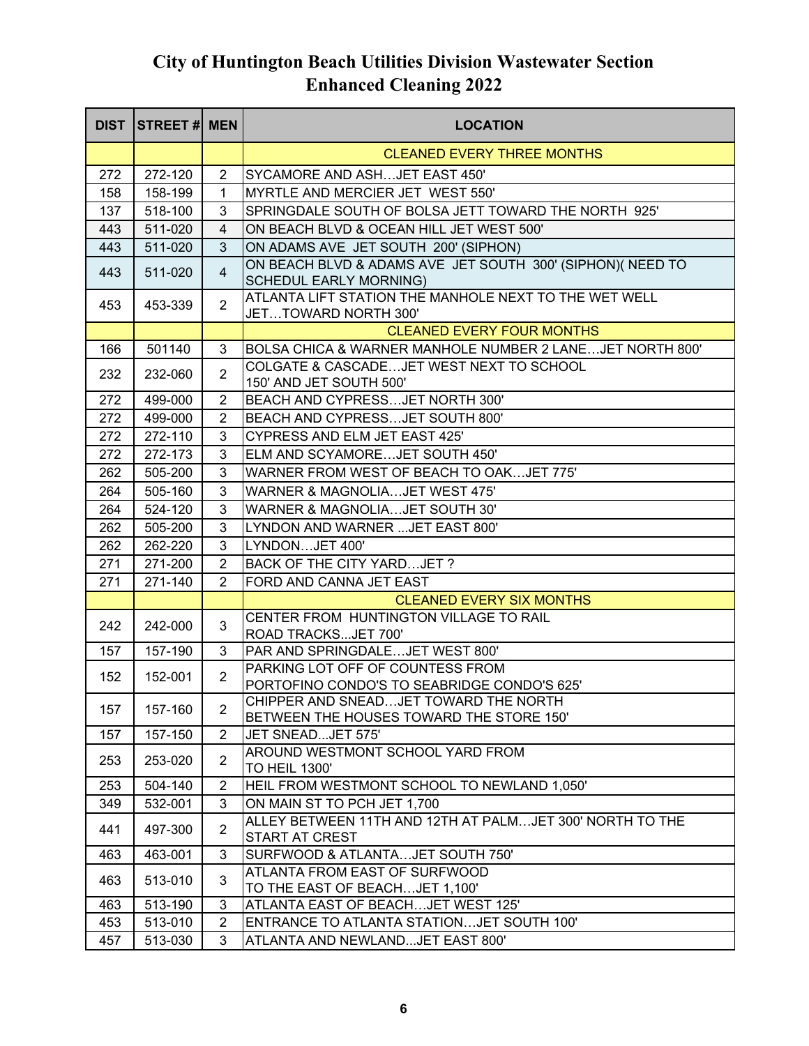# City of Huntington Beach Utilities Division Wastewater Section
# Enhanced Cleaning 2022

| DIST | STREET # | MEN | LOCATION |
|---|---|---|---|
| | | | CLEANED EVERY THREE MONTHS |
| 272 | 272-120 | 2 | SYCAMORE AND ASH…JET EAST 450' |
| 158 | 158-199 | 1 | MYRTLE AND MERCIER JET WEST 550' |
| 137 | 518-100 | 3 | SPRINGDALE SOUTH OF BOLSA JETT TOWARD THE NORTH 925' |
| 443 | 511-020 | 4 | ON BEACH BLVD & OCEAN HILL JET WEST 500' |
| 443 | 511-020 | 3 | ON ADAMS AVE JET SOUTH 200' (SIPHON) |
| 443 | 511-020 | 4 | ON BEACH BLVD & ADAMS AVE JET SOUTH 300' (SIPHON)( NEED TO SCHEDUL EARLY MORNING) |
| 453 | 453-339 | 2 | ATLANTA LIFT STATION THE MANHOLE NEXT TO THE WET WELL JET…TOWARD NORTH 300' |
| | | | CLEANED EVERY FOUR MONTHS |
| 166 | 501140 | 3 | BOLSA CHICA & WARNER MANHOLE NUMBER 2 LANE…JET NORTH 800' |
| 232 | 232-060 | 2 | COLGATE & CASCADE…JET WEST NEXT TO SCHOOL 150' AND JET SOUTH 500' |
| 272 | 499-000 | 2 | BEACH AND CYPRESS…JET NORTH 300' |
| 272 | 499-000 | 2 | BEACH AND CYPRESS…JET SOUTH 800' |
| 272 | 272-110 | 3 | CYPRESS AND ELM JET EAST 425' |
| 272 | 272-173 | 3 | ELM AND SCYAMORE…JET SOUTH 450' |
| 262 | 505-200 | 3 | WARNER FROM WEST OF BEACH TO OAK…JET 775' |
| 264 | 505-160 | 3 | WARNER & MAGNOLIA…JET WEST 475' |
| 264 | 524-120 | 3 | WARNER & MAGNOLIA…JET SOUTH 30' |
| 262 | 505-200 | 3 | LYNDON AND WARNER ...JET EAST 800' |
| 262 | 262-220 | 3 | LYNDON…JET 400' |
| 271 | 271-200 | 2 | BACK OF THE CITY YARD…JET ? |
| 271 | 271-140 | 2 | FORD AND CANNA JET EAST |
| | | | CLEANED EVERY SIX MONTHS |
| 242 | 242-000 | 3 | CENTER FROM HUNTINGTON VILLAGE TO RAIL ROAD TRACKS...JET 700' |
| 157 | 157-190 | 3 | PAR AND SPRINGDALE…JET WEST 800' |
| 152 | 152-001 | 2 | PARKING LOT OFF OF COUNTESS FROM PORTOFINO CONDO'S TO SEABRIDGE CONDO'S 625' |
| 157 | 157-160 | 2 | CHIPPER AND SNEAD…JET TOWARD THE NORTH BETWEEN THE HOUSES TOWARD THE STORE 150' |
| 157 | 157-150 | 2 | JET SNEAD...JET 575' |
| 253 | 253-020 | 2 | AROUND WESTMONT SCHOOL YARD FROM TO HEIL 1300' |
| 253 | 504-140 | 2 | HEIL FROM WESTMONT SCHOOL TO NEWLAND 1,050' |
| 349 | 532-001 | 3 | ON MAIN ST TO PCH JET 1,700 |
| 441 | 497-300 | 2 | ALLEY BETWEEN 11TH AND 12TH AT PALM…JET 300' NORTH TO THE START AT CREST |
| 463 | 463-001 | 3 | SURFWOOD & ATLANTA…JET SOUTH 750' |
| 463 | 513-010 | 3 | ATLANTA FROM EAST OF SURFWOOD TO THE EAST OF BEACH…JET 1,100' |
| 463 | 513-190 | 3 | ATLANTA EAST OF BEACH…JET WEST 125' |
| 453 | 513-010 | 2 | ENTRANCE TO ATLANTA STATION…JET SOUTH 100' |
| 457 | 513-030 | 3 | ATLANTA AND NEWLAND...JET EAST 800' |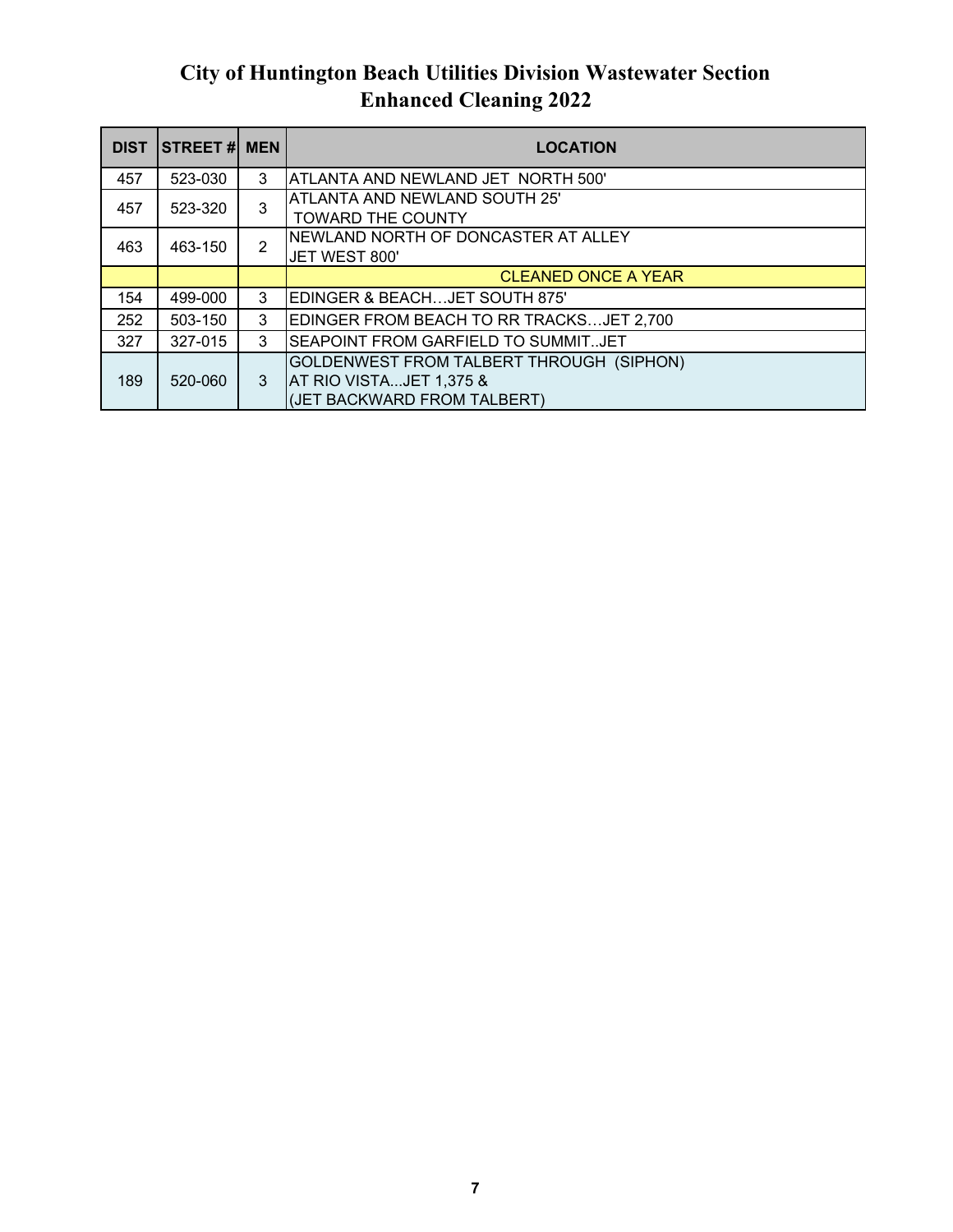# City of Huntington Beach Utilities Division Wastewater Section
## Enhanced Cleaning 2022

| DIST | STREET # | MEN | LOCATION |
|---|---|---|---|
| 457 | 523-030 | 3 | ATLANTA AND NEWLAND JET NORTH 500' |
| 457 | 523-320 | 3 | ATLANTA AND NEWLAND SOUTH 25' TOWARD THE COUNTY |
| 463 | 463-150 | 2 | NEWLAND NORTH OF DONCASTER AT ALLEY JET WEST 800' |
| | | | CLEANED ONCE A YEAR |
| 154 | 499-000 | 3 | EDINGER & BEACH…JET SOUTH 875' |
| 252 | 503-150 | 3 | EDINGER FROM BEACH TO RR TRACKS…JET 2,700 |
| 327 | 327-015 | 3 | SEAPOINT FROM GARFIELD TO SUMMIT..JET |
| 189 | 520-060 | 3 | GOLDENWEST FROM TALBERT THROUGH (SIPHON) AT RIO VISTA...JET 1,375 & (JET BACKWARD FROM TALBERT) |